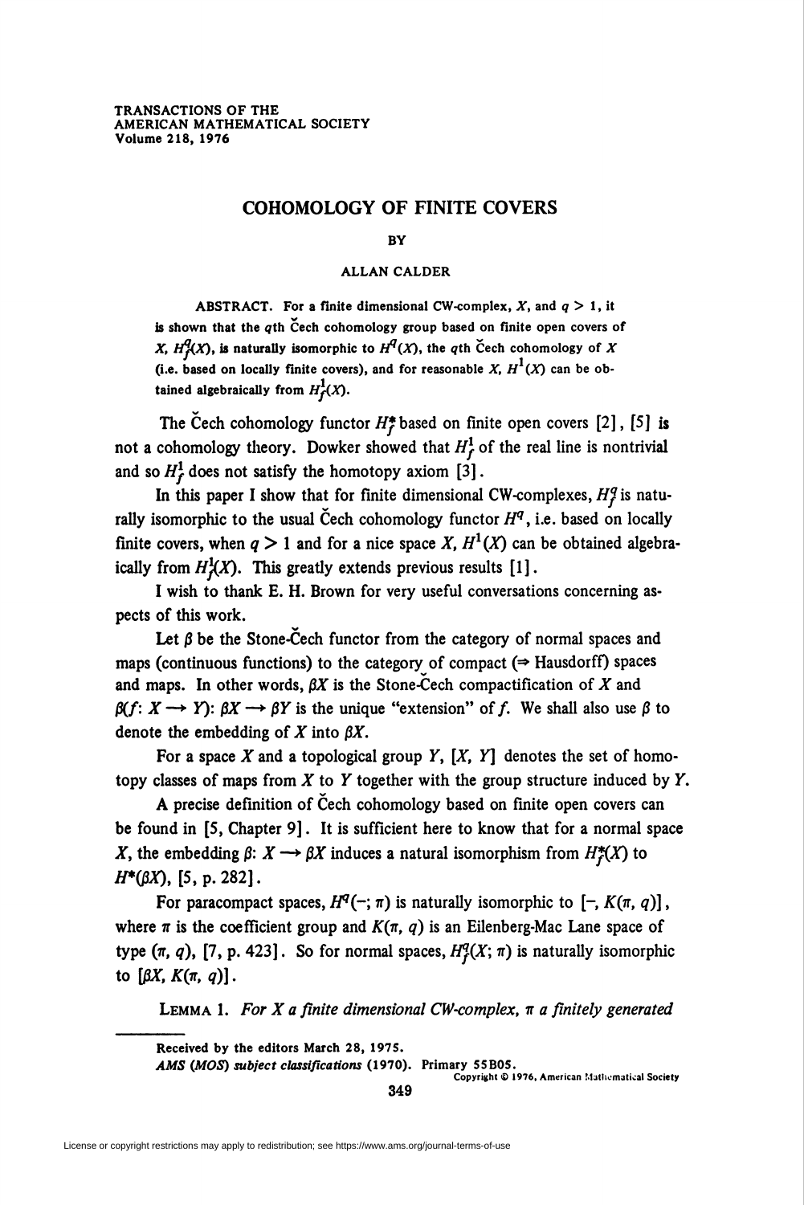# COHOMOLOGY OF FINITE COVERS

BY

ALLAN CALDER

ABSTRACT. For a finite dimensional CW-complex, $X$, and $q > 1$, it is shown that the $q$th Čech cohomology group based on finite open covers of $X$, $H_f^q(X)$, is naturally isomorphic to $H^q(X)$, the $q$th Čech cohomology of $X$ (i.e. based on locally finite covers), and for reasonable $X$, $H^1(X)$ can be obtained algebraically from $H_f^1(X)$.

The Čech cohomology functor $H_f^*$ based on finite open covers [2], [5] is not a cohomology theory. Dowker showed that $H_f^1$ of the real line is nontrivial and so $H_f^1$ does not satisfy the homotopy axiom [3].

In this paper I show that for finite dimensional CW-complexes, $H_f^q$ is naturally isomorphic to the usual Čech cohomology functor $H^q$, i.e. based on locally finite covers, when $q > 1$ and for a nice space $X$, $H^1(X)$ can be obtained algebraically from $H_f^1(X)$. This greatly extends previous results [1].

I wish to thank E. H. Brown for very useful conversations concerning aspects of this work.

Let $\beta$ be the Stone-Čech functor from the category of normal spaces and maps (continuous functions) to the category of compact ($\Rightarrow$ Hausdorff) spaces and maps. In other words, $\beta X$ is the Stone-Čech compactification of $X$ and $\beta(f\colon X \to Y)\colon \beta X \to \beta Y$ is the unique "extension" of $f$. We shall also use $\beta$ to denote the embedding of $X$ into $\beta X$.

For a space $X$ and a topological group $Y$, $[X, Y]$ denotes the set of homotopy classes of maps from $X$ to $Y$ together with the group structure induced by $Y$.

A precise definition of Čech cohomology based on finite open covers can be found in [5, Chapter 9]. It is sufficient here to know that for a normal space $X$, the embedding $\beta\colon X \to \beta X$ induces a natural isomorphism from $H_f^*(X)$ to $H^*(\beta X)$, [5, p. 282].

For paracompact spaces, $H^q(-; \pi)$ is naturally isomorphic to $[-, K(\pi, q)]$, where $\pi$ is the coefficient group and $K(\pi, q)$ is an Eilenberg-Mac Lane space of type $(\pi, q)$, [7, p. 423]. So for normal spaces, $H_f^q(X; \pi)$ is naturally isomorphic to $[\beta X, K(\pi, q)]$.

LEMMA 1. *For $X$ a finite dimensional CW-complex, $\pi$ a finitely generated*

Received by the editors March 28, 1975.

*AMS (MOS) subject classifications* (1970). Primary 55B05.

Copyright © 1976, American Mathematical Society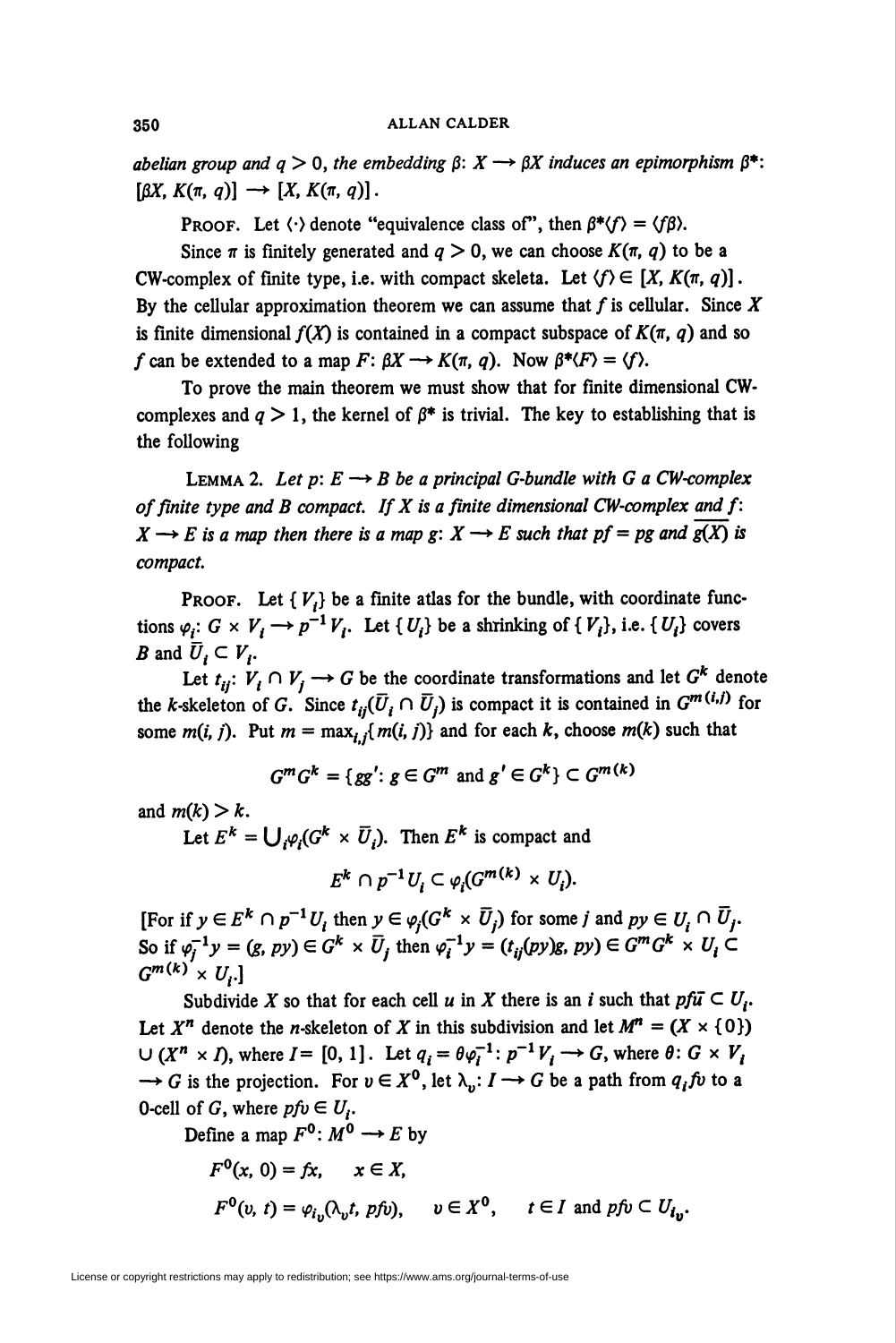*abelian group and $q > 0$, the embedding $\beta: X \to \beta X$ induces an epimorphism $\beta^*$: $[\beta X, K(\pi, q)] \to [X, K(\pi, q)]$.*

PROOF. Let $\langle \cdot \rangle$ denote "equivalence class of", then $\beta^*\langle f \rangle = \langle f\beta \rangle$.

Since $\pi$ is finitely generated and $q > 0$, we can choose $K(\pi, q)$ to be a CW-complex of finite type, i.e. with compact skeleta. Let $\langle f \rangle \in [X, K(\pi, q)]$. By the cellular approximation theorem we can assume that $f$ is cellular. Since $X$ is finite dimensional $f(X)$ is contained in a compact subspace of $K(\pi, q)$ and so $f$ can be extended to a map $F: \beta X \to K(\pi, q)$. Now $\beta^*\langle F \rangle = \langle f \rangle$.

To prove the main theorem we must show that for finite dimensional CW-complexes and $q > 1$, the kernel of $\beta^*$ is trivial. The key to establishing that is the following

LEMMA 2. *Let $p: E \to B$ be a principal $G$-bundle with $G$ a CW-complex of finite type and $B$ compact. If $X$ is a finite dimensional CW-complex and $f$: $X \to E$ is a map then there is a map $g: X \to E$ such that $pf = pg$ and $\overline{g(X)}$ is compact.*

PROOF. Let $\{V_i\}$ be a finite atlas for the bundle, with coordinate functions $\varphi_i: G \times V_i \to p^{-1}V_i$. Let $\{U_i\}$ be a shrinking of $\{V_i\}$, i.e. $\{U_i\}$ covers $B$ and $\bar{U}_i \subset V_i$.

Let $t_{ij}: V_i \cap V_j \to G$ be the coordinate transformations and let $G^k$ denote the $k$-skeleton of $G$. Since $t_{ij}(\bar{U}_i \cap \bar{U}_j)$ is compact it is contained in $G^{m(i,j)}$ for some $m(i, j)$. Put $m = \max_{i,j}\{m(i, j)\}$ and for each $k$, choose $m(k)$ such that

$$G^m G^k = \{gg': g \in G^m \text{ and } g' \in G^k\} \subset G^{m(k)}$$

and $m(k) > k$.

Let $E^k = \bigcup_i \varphi_i(G^k \times \bar{U}_i)$. Then $E^k$ is compact and

$$E^k \cap p^{-1}U_i \subset \varphi_i(G^{m(k)} \times U_i).$$

[For if $y \in E^k \cap p^{-1}U_i$ then $y \in \varphi_j(G^k \times \bar{U}_j)$ for some $j$ and $py \in U_i \cap \bar{U}_j$. So if $\varphi_j^{-1}y = (g, py) \in G^k \times \bar{U}_j$ then $\varphi_i^{-1}y = (t_{ij}(py)g, py) \in G^m G^k \times U_i \subset G^{m(k)} \times U_i$.]

Subdivide $X$ so that for each cell $u$ in $X$ there is an $i$ such that $pf\bar{u} \subset U_i$. Let $X^n$ denote the $n$-skeleton of $X$ in this subdivision and let $M^n = (X \times \{0\}) \cup (X^n \times I)$, where $I = [0, 1]$. Let $q_i = \theta\varphi_i^{-1}: p^{-1}V_i \to G$, where $\theta: G \times V_i \to G$ is the projection. For $v \in X^0$, let $\lambda_v: I \to G$ be a path from $q_i fv$ to a 0-cell of $G$, where $pfv \in U_i$.

Define a map $F^0: M^0 \to E$ by

$$F^0(x, 0) = fx, \quad x \in X,$$

$$F^0(v, t) = \varphi_{i_v}(\lambda_v t, pfv), \quad v \in X^0, \quad t \in I \text{ and } pfv \subset U_{i_v}.$$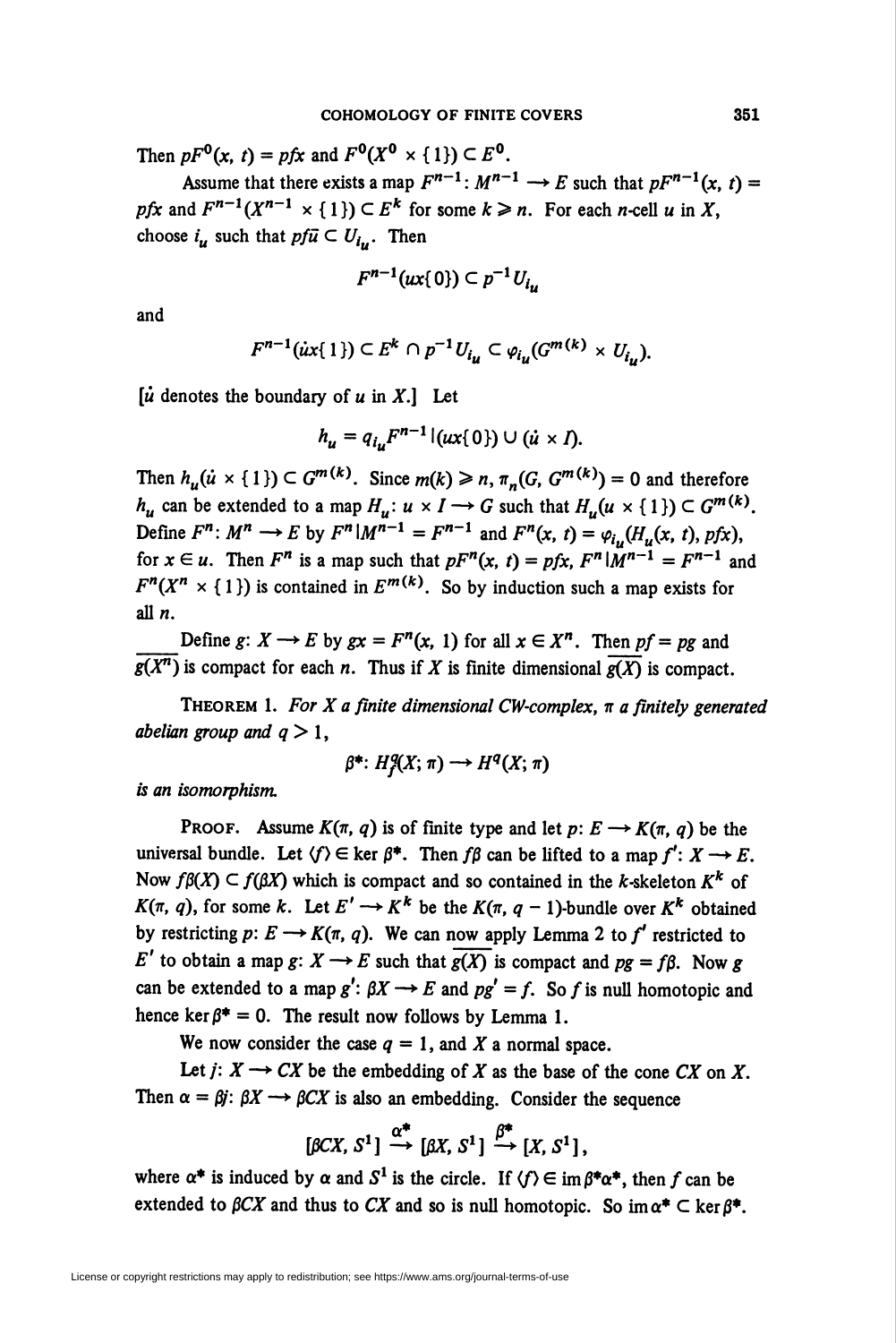Then $pF^0(x, t) = pfx$ and $F^0(X^0 \times \{1\}) \subset E^0$.

Assume that there exists a map $F^{n-1}: M^{n-1} \to E$ such that $pF^{n-1}(x, t) = pfx$ and $F^{n-1}(X^{n-1} \times \{1\}) \subset E^k$ for some $k \geqslant n$. For each $n$-cell $u$ in $X$, choose $i_u$ such that $pf\bar{u} \subset U_{i_u}$. Then

$$F^{n-1}(u \times \{0\}) \subset p^{-1} U_{i_u}$$

and

$$F^{n-1}(\dot{u} \times \{1\}) \subset E^k \cap p^{-1} U_{i_u} \subset \varphi_{i_u}(G^{m(k)} \times U_{i_u}).$$

[$\dot{u}$ denotes the boundary of $u$ in $X$.] Let

$$h_u = q_{i_u} F^{n-1} | (u \times \{0\}) \cup (\dot{u} \times I).$$

Then $h_u(\dot{u} \times \{1\}) \subset G^{m(k)}$. Since $m(k) \geqslant n$, $\pi_n(G, G^{m(k)}) = 0$ and therefore $h_u$ can be extended to a map $H_u: u \times I \to G$ such that $H_u(u \times \{1\}) \subset G^{m(k)}$. Define $F^n: M^n \to E$ by $F^n | M^{n-1} = F^{n-1}$ and $F^n(x, t) = \varphi_{i_u}(H_u(x, t), pfx)$, for $x \in u$. Then $F^n$ is a map such that $pF^n(x, t) = pfx$, $F^n | M^{n-1} = F^{n-1}$ and $F^n(X^n \times \{1\})$ is contained in $E^{m(k)}$. So by induction such a map exists for all $n$.

Define $g: X \to E$ by $gx = F^n(x, 1)$ for all $x \in X^n$. Then $pf = pg$ and $\overline{g(X^n)}$ is compact for each $n$. Thus if $X$ is finite dimensional $\overline{g(X)}$ is compact.

**Theorem 1.** *For $X$ a finite dimensional CW-complex, $\pi$ a finitely generated abelian group and $q > 1$,*

$$\beta^*: H_f^q(X; \pi) \to H^q(X; \pi)$$

*is an isomorphism.*

**Proof.** Assume $K(\pi, q)$ is of finite type and let $p: E \to K(\pi, q)$ be the universal bundle. Let $\langle f \rangle \in \ker \beta^*$. Then $f\beta$ can be lifted to a map $f': X \to E$. Now $f\beta(X) \subset f(\beta X)$ which is compact and so contained in the $k$-skeleton $K^k$ of $K(\pi, q)$, for some $k$. Let $E' \to K^k$ be the $K(\pi, q-1)$-bundle over $K^k$ obtained by restricting $p: E \to K(\pi, q)$. We can now apply Lemma 2 to $f'$ restricted to $E'$ to obtain a map $g: X \to E$ such that $\overline{g(X)}$ is compact and $pg = f\beta$. Now $g$ can be extended to a map $g': \beta X \to E$ and $pg' = f$. So $f$ is null homotopic and hence $\ker \beta^* = 0$. The result now follows by Lemma 1.

We now consider the case $q = 1$, and $X$ a normal space.

Let $j: X \to CX$ be the embedding of $X$ as the base of the cone $CX$ on $X$. Then $\alpha = \beta j: \beta X \to \beta CX$ is also an embedding. Consider the sequence

$$[\beta CX, S^1] \xrightarrow{\alpha^*} [\beta X, S^1] \xrightarrow{\beta^*} [X, S^1],$$

where $\alpha^*$ is induced by $\alpha$ and $S^1$ is the circle. If $\langle f \rangle \in \operatorname{im} \beta^* \alpha^*$, then $f$ can be extended to $\beta CX$ and thus to $CX$ and so is null homotopic. So $\operatorname{im} \alpha^* \subset \ker \beta^*$.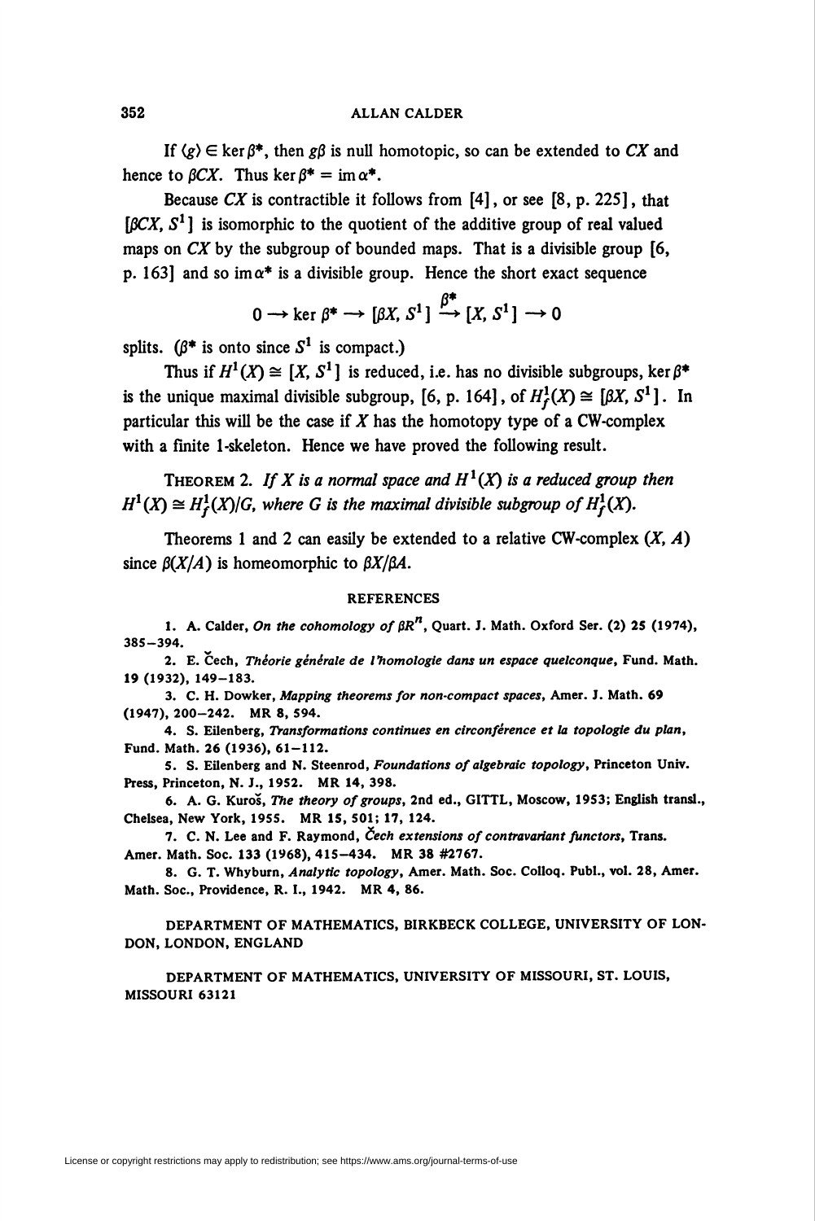If $\langle g \rangle \in \ker \beta^*$, then $g\beta$ is null homotopic, so can be extended to $CX$ and hence to $\beta CX$. Thus $\ker \beta^* = \operatorname{im} \alpha^*$.

Because $CX$ is contractible it follows from [4], or see [8, p. 225], that $[\beta CX, S^1]$ is isomorphic to the quotient of the additive group of real valued maps on $CX$ by the subgroup of bounded maps. That is a divisible group [6, p. 163] and so $\operatorname{im} \alpha^*$ is a divisible group. Hence the short exact sequence

$$0 \longrightarrow \ker \beta^* \longrightarrow [\beta X, S^1] \xrightarrow{\beta^*} [X, S^1] \longrightarrow 0$$

splits. ($\beta^*$ is onto since $S^1$ is compact.)

Thus if $H^1(X) \cong [X, S^1]$ is reduced, i.e. has no divisible subgroups, $\ker \beta^*$ is the unique maximal divisible subgroup, [6, p. 164], of $H^1_f(X) \cong [\beta X, S^1]$. In particular this will be the case if $X$ has the homotopy type of a CW-complex with a finite 1-skeleton. Hence we have proved the following result.

THEOREM 2. *If $X$ is a normal space and $H^1(X)$ is a reduced group then $H^1(X) \cong H^1_f(X)/G$, where $G$ is the maximal divisible subgroup of $H^1_f(X)$.*

Theorems 1 and 2 can easily be extended to a relative CW-complex $(X, A)$ since $\beta(X/A)$ is homeomorphic to $\beta X/\beta A$.

## REFERENCES

1. A. Calder, *On the cohomology of $\beta R^n$*, Quart. J. Math. Oxford Ser. (2) **25** (1974), 385–394.

2. E. Čech, *Théorie générale de l'homologie dans un espace quelconque*, Fund. Math. **19** (1932), 149–183.

3. C. H. Dowker, *Mapping theorems for non-compact spaces*, Amer. J. Math. **69** (1947), 200–242. MR **8**, 594.

4. S. Eilenberg, *Transformations continues en circonférence et la topologie du plan*, Fund. Math. **26** (1936), 61–112.

5. S. Eilenberg and N. Steenrod, *Foundations of algebraic topology*, Princeton Univ. Press, Princeton, N. J., 1952. MR **14**, 398.

6. A. G. Kuroš, *The theory of groups*, 2nd ed., GITTL, Moscow, 1953; English transl., Chelsea, New York, 1955. MR **15**, 501; **17**, 124.

7. C. N. Lee and F. Raymond, *Čech extensions of contravariant functors*, Trans. Amer. Math. Soc. **133** (1968), 415–434. MR **38** #2767.

8. G. T. Whyburn, *Analytic topology*, Amer. Math. Soc. Colloq. Publ., vol. 28, Amer. Math. Soc., Providence, R. I., 1942. MR **4**, 86.

DEPARTMENT OF MATHEMATICS, BIRKBECK COLLEGE, UNIVERSITY OF LONDON, LONDON, ENGLAND

DEPARTMENT OF MATHEMATICS, UNIVERSITY OF MISSOURI, ST. LOUIS, MISSOURI 63121